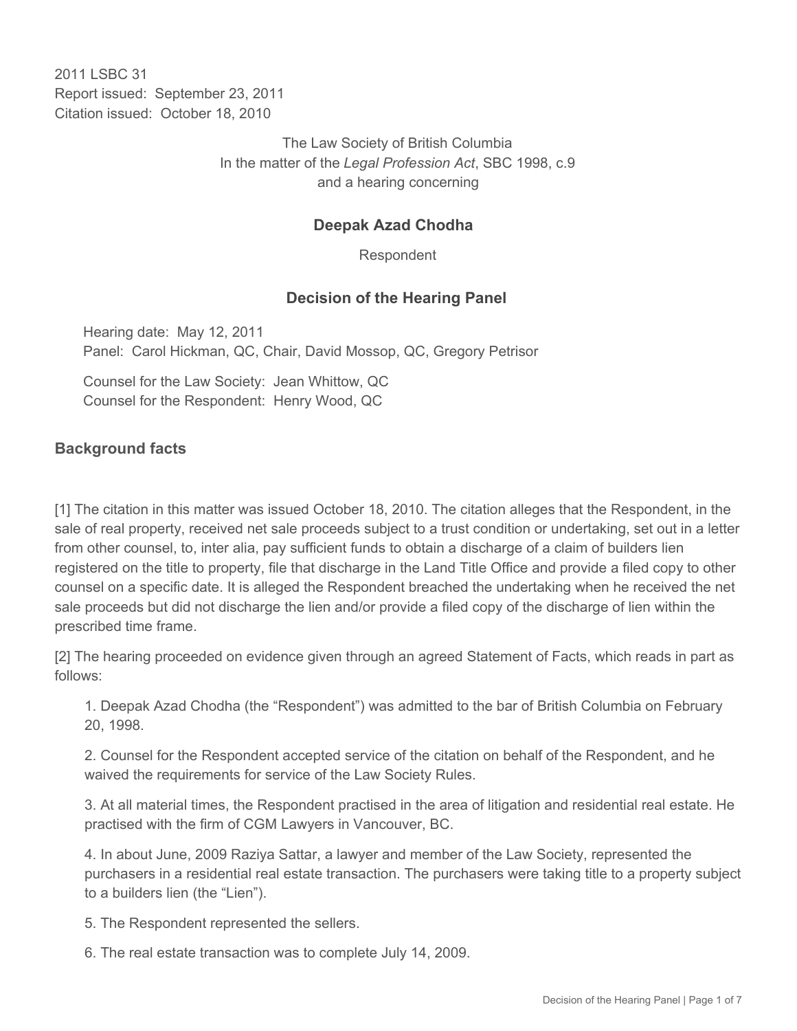2011 LSBC 31
Report issued: September 23, 2011
Citation issued: October 18, 2010

The Law Society of British Columbia
In the matter of the *Legal Profession Act*, SBC 1998, c.9
and a hearing concerning

## Deepak Azad Chodha

Respondent

## Decision of the Hearing Panel

Hearing date: May 12, 2011
Panel: Carol Hickman, QC, Chair, David Mossop, QC, Gregory Petrisor

Counsel for the Law Society: Jean Whittow, QC
Counsel for the Respondent: Henry Wood, QC

### Background facts

[1] The citation in this matter was issued October 18, 2010. The citation alleges that the Respondent, in the sale of real property, received net sale proceeds subject to a trust condition or undertaking, set out in a letter from other counsel, to, inter alia, pay sufficient funds to obtain a discharge of a claim of builders lien registered on the title to property, file that discharge in the Land Title Office and provide a filed copy to other counsel on a specific date. It is alleged the Respondent breached the undertaking when he received the net sale proceeds but did not discharge the lien and/or provide a filed copy of the discharge of lien within the prescribed time frame.

[2] The hearing proceeded on evidence given through an agreed Statement of Facts, which reads in part as follows:

1. Deepak Azad Chodha (the "Respondent") was admitted to the bar of British Columbia on February 20, 1998.

2. Counsel for the Respondent accepted service of the citation on behalf of the Respondent, and he waived the requirements for service of the Law Society Rules.

3. At all material times, the Respondent practised in the area of litigation and residential real estate. He practised with the firm of CGM Lawyers in Vancouver, BC.

4. In about June, 2009 Raziya Sattar, a lawyer and member of the Law Society, represented the purchasers in a residential real estate transaction. The purchasers were taking title to a property subject to a builders lien (the "Lien").

5. The Respondent represented the sellers.

6. The real estate transaction was to complete July 14, 2009.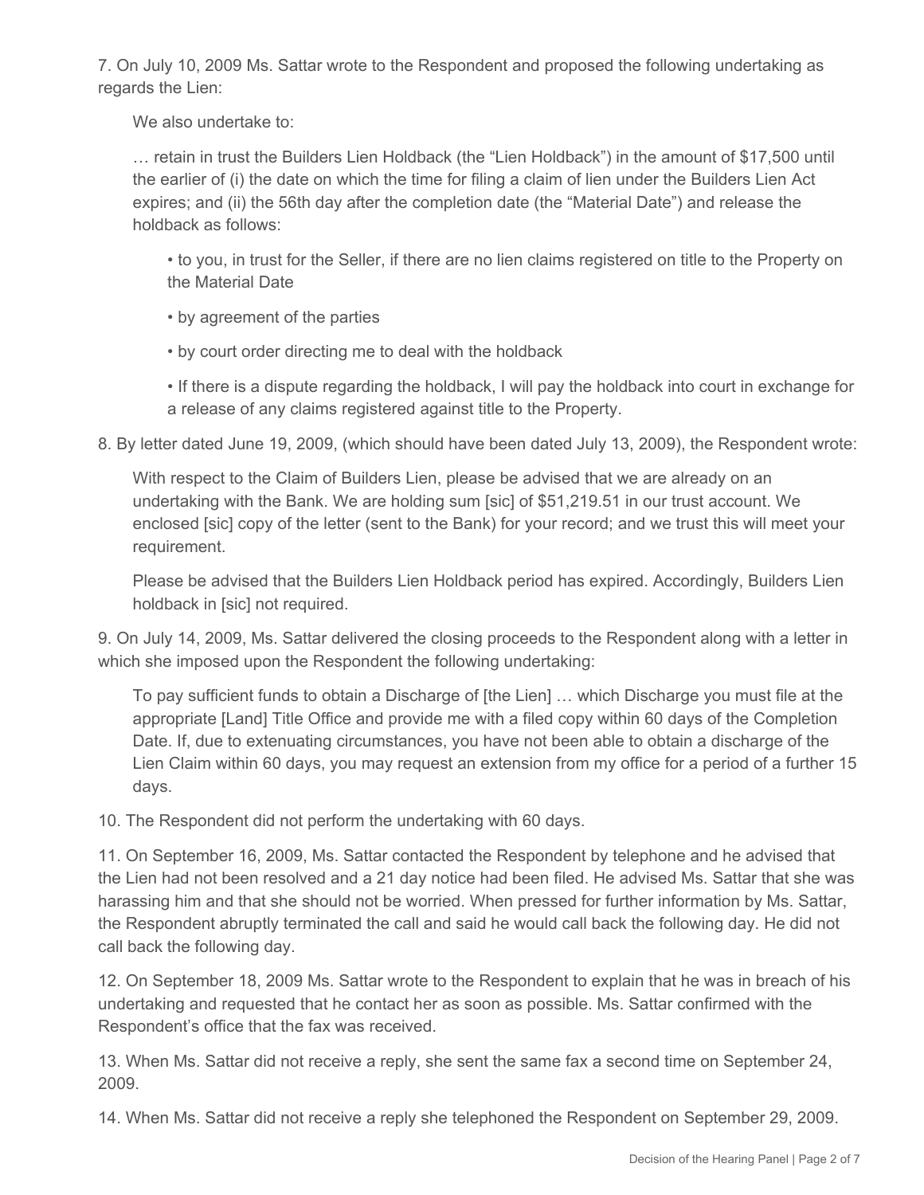7. On July 10, 2009 Ms. Sattar wrote to the Respondent and proposed the following undertaking as regards the Lien:

> We also undertake to:
>
> … retain in trust the Builders Lien Holdback (the "Lien Holdback") in the amount of $17,500 until the earlier of (i) the date on which the time for filing a claim of lien under the Builders Lien Act expires; and (ii) the 56th day after the completion date (the "Material Date") and release the holdback as follows:
>
> - to you, in trust for the Seller, if there are no lien claims registered on title to the Property on the Material Date
> - by agreement of the parties
> - by court order directing me to deal with the holdback
> - If there is a dispute regarding the holdback, I will pay the holdback into court in exchange for a release of any claims registered against title to the Property.

8. By letter dated June 19, 2009, (which should have been dated July 13, 2009), the Respondent wrote:

> With respect to the Claim of Builders Lien, please be advised that we are already on an undertaking with the Bank. We are holding sum [sic] of $51,219.51 in our trust account. We enclosed [sic] copy of the letter (sent to the Bank) for your record; and we trust this will meet your requirement.
>
> Please be advised that the Builders Lien Holdback period has expired. Accordingly, Builders Lien holdback in [sic] not required.

9. On July 14, 2009, Ms. Sattar delivered the closing proceeds to the Respondent along with a letter in which she imposed upon the Respondent the following undertaking:

> To pay sufficient funds to obtain a Discharge of [the Lien] … which Discharge you must file at the appropriate [Land] Title Office and provide me with a filed copy within 60 days of the Completion Date. If, due to extenuating circumstances, you have not been able to obtain a discharge of the Lien Claim within 60 days, you may request an extension from my office for a period of a further 15 days.

10. The Respondent did not perform the undertaking with 60 days.

11. On September 16, 2009, Ms. Sattar contacted the Respondent by telephone and he advised that the Lien had not been resolved and a 21 day notice had been filed. He advised Ms. Sattar that she was harassing him and that she should not be worried. When pressed for further information by Ms. Sattar, the Respondent abruptly terminated the call and said he would call back the following day. He did not call back the following day.

12. On September 18, 2009 Ms. Sattar wrote to the Respondent to explain that he was in breach of his undertaking and requested that he contact her as soon as possible. Ms. Sattar confirmed with the Respondent's office that the fax was received.

13. When Ms. Sattar did not receive a reply, she sent the same fax a second time on September 24, 2009.

14. When Ms. Sattar did not receive a reply she telephoned the Respondent on September 29, 2009.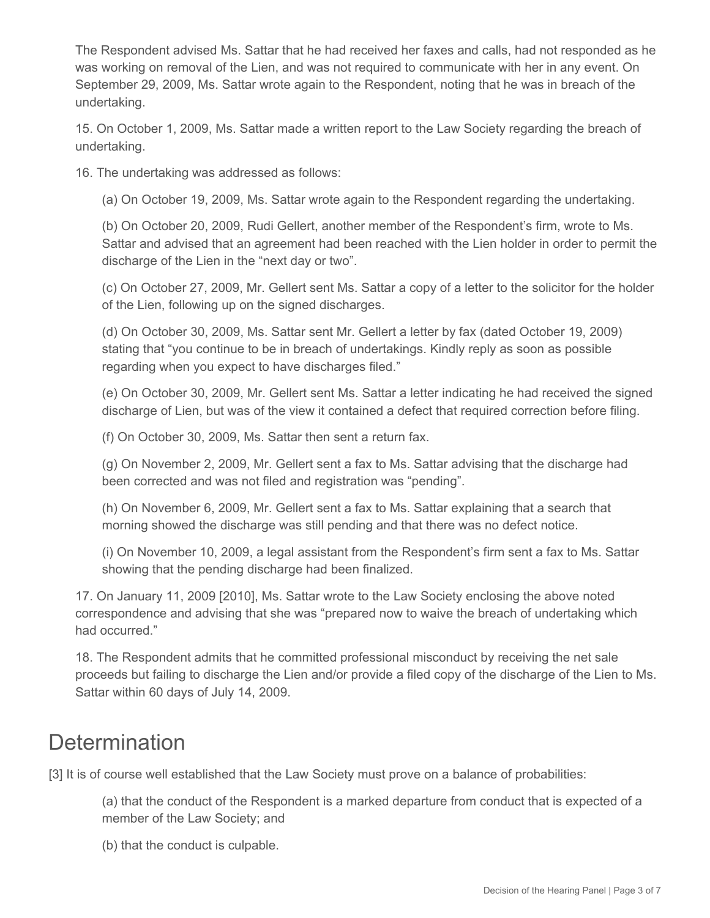The Respondent advised Ms. Sattar that he had received her faxes and calls, had not responded as he was working on removal of the Lien, and was not required to communicate with her in any event. On September 29, 2009, Ms. Sattar wrote again to the Respondent, noting that he was in breach of the undertaking.

15. On October 1, 2009, Ms. Sattar made a written report to the Law Society regarding the breach of undertaking.

16. The undertaking was addressed as follows:

(a) On October 19, 2009, Ms. Sattar wrote again to the Respondent regarding the undertaking.

(b) On October 20, 2009, Rudi Gellert, another member of the Respondent's firm, wrote to Ms. Sattar and advised that an agreement had been reached with the Lien holder in order to permit the discharge of the Lien in the "next day or two".

(c) On October 27, 2009, Mr. Gellert sent Ms. Sattar a copy of a letter to the solicitor for the holder of the Lien, following up on the signed discharges.

(d) On October 30, 2009, Ms. Sattar sent Mr. Gellert a letter by fax (dated October 19, 2009) stating that "you continue to be in breach of undertakings. Kindly reply as soon as possible regarding when you expect to have discharges filed."

(e) On October 30, 2009, Mr. Gellert sent Ms. Sattar a letter indicating he had received the signed discharge of Lien, but was of the view it contained a defect that required correction before filing.

(f) On October 30, 2009, Ms. Sattar then sent a return fax.

(g) On November 2, 2009, Mr. Gellert sent a fax to Ms. Sattar advising that the discharge had been corrected and was not filed and registration was "pending".

(h) On November 6, 2009, Mr. Gellert sent a fax to Ms. Sattar explaining that a search that morning showed the discharge was still pending and that there was no defect notice.

(i) On November 10, 2009, a legal assistant from the Respondent's firm sent a fax to Ms. Sattar showing that the pending discharge had been finalized.

17. On January 11, 2009 [2010], Ms. Sattar wrote to the Law Society enclosing the above noted correspondence and advising that she was "prepared now to waive the breach of undertaking which had occurred."

18. The Respondent admits that he committed professional misconduct by receiving the net sale proceeds but failing to discharge the Lien and/or provide a filed copy of the discharge of the Lien to Ms. Sattar within 60 days of July 14, 2009.

# Determination

[3] It is of course well established that the Law Society must prove on a balance of probabilities:

(a) that the conduct of the Respondent is a marked departure from conduct that is expected of a member of the Law Society; and

(b) that the conduct is culpable.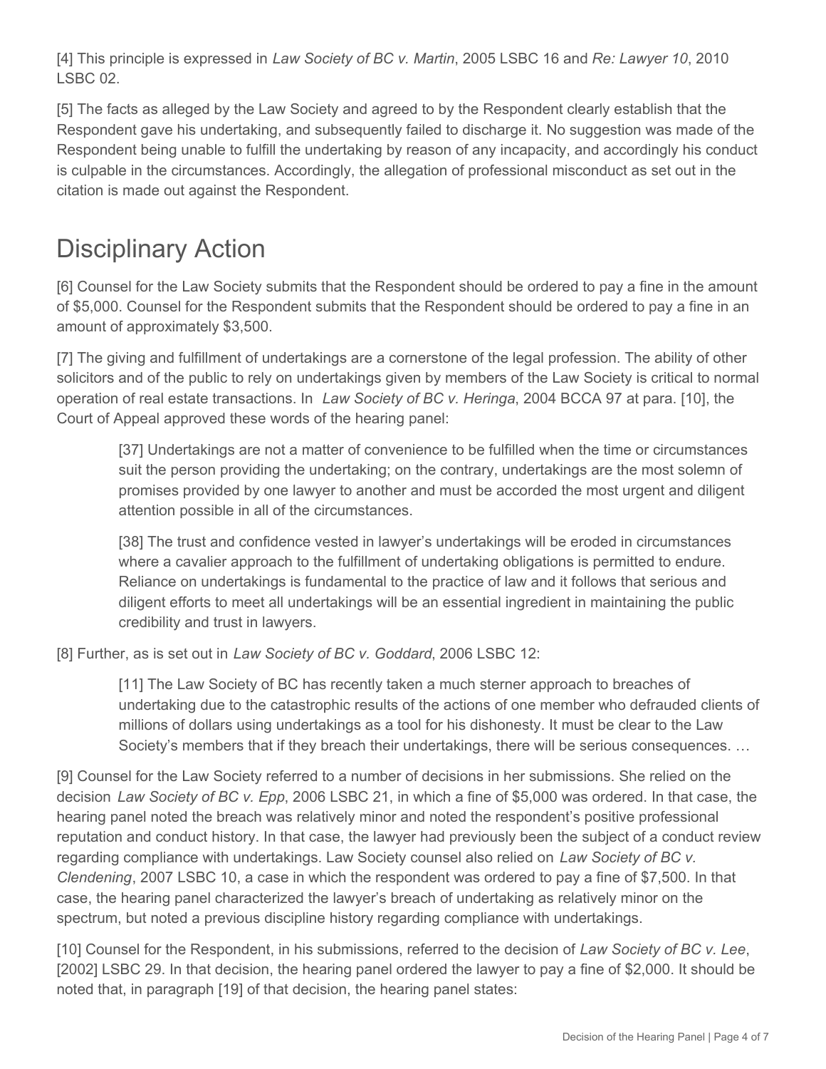[4] This principle is expressed in *Law Society of BC v. Martin*, 2005 LSBC 16 and *Re: Lawyer 10*, 2010 LSBC 02.

[5] The facts as alleged by the Law Society and agreed to by the Respondent clearly establish that the Respondent gave his undertaking, and subsequently failed to discharge it. No suggestion was made of the Respondent being unable to fulfill the undertaking by reason of any incapacity, and accordingly his conduct is culpable in the circumstances. Accordingly, the allegation of professional misconduct as set out in the citation is made out against the Respondent.

# Disciplinary Action

[6] Counsel for the Law Society submits that the Respondent should be ordered to pay a fine in the amount of $5,000. Counsel for the Respondent submits that the Respondent should be ordered to pay a fine in an amount of approximately $3,500.

[7] The giving and fulfillment of undertakings are a cornerstone of the legal profession. The ability of other solicitors and of the public to rely on undertakings given by members of the Law Society is critical to normal operation of real estate transactions. In *Law Society of BC v. Heringa*, 2004 BCCA 97 at para. [10], the Court of Appeal approved these words of the hearing panel:

> [37] Undertakings are not a matter of convenience to be fulfilled when the time or circumstances suit the person providing the undertaking; on the contrary, undertakings are the most solemn of promises provided by one lawyer to another and must be accorded the most urgent and diligent attention possible in all of the circumstances.
>
> [38] The trust and confidence vested in lawyer's undertakings will be eroded in circumstances where a cavalier approach to the fulfillment of undertaking obligations is permitted to endure. Reliance on undertakings is fundamental to the practice of law and it follows that serious and diligent efforts to meet all undertakings will be an essential ingredient in maintaining the public credibility and trust in lawyers.

[8] Further, as is set out in *Law Society of BC v. Goddard*, 2006 LSBC 12:

> [11] The Law Society of BC has recently taken a much sterner approach to breaches of undertaking due to the catastrophic results of the actions of one member who defrauded clients of millions of dollars using undertakings as a tool for his dishonesty. It must be clear to the Law Society's members that if they breach their undertakings, there will be serious consequences. …

[9] Counsel for the Law Society referred to a number of decisions in her submissions. She relied on the decision *Law Society of BC v. Epp*, 2006 LSBC 21, in which a fine of $5,000 was ordered. In that case, the hearing panel noted the breach was relatively minor and noted the respondent's positive professional reputation and conduct history. In that case, the lawyer had previously been the subject of a conduct review regarding compliance with undertakings. Law Society counsel also relied on *Law Society of BC v. Clendening*, 2007 LSBC 10, a case in which the respondent was ordered to pay a fine of $7,500. In that case, the hearing panel characterized the lawyer's breach of undertaking as relatively minor on the spectrum, but noted a previous discipline history regarding compliance with undertakings.

[10] Counsel for the Respondent, in his submissions, referred to the decision of *Law Society of BC v. Lee*, [2002] LSBC 29. In that decision, the hearing panel ordered the lawyer to pay a fine of $2,000. It should be noted that, in paragraph [19] of that decision, the hearing panel states: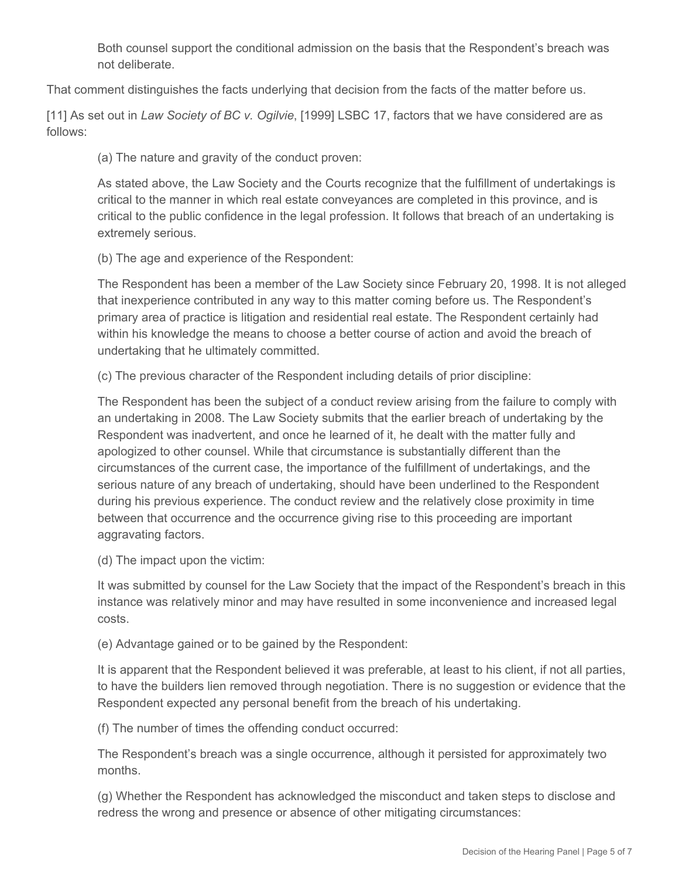> Both counsel support the conditional admission on the basis that the Respondent's breach was not deliberate.

That comment distinguishes the facts underlying that decision from the facts of the matter before us.

[11] As set out in *Law Society of BC v. Ogilvie*, [1999] LSBC 17, factors that we have considered are as follows:

> (a) The nature and gravity of the conduct proven:
>
> As stated above, the Law Society and the Courts recognize that the fulfillment of undertakings is critical to the manner in which real estate conveyances are completed in this province, and is critical to the public confidence in the legal profession. It follows that breach of an undertaking is extremely serious.
>
> (b) The age and experience of the Respondent:
>
> The Respondent has been a member of the Law Society since February 20, 1998. It is not alleged that inexperience contributed in any way to this matter coming before us. The Respondent's primary area of practice is litigation and residential real estate. The Respondent certainly had within his knowledge the means to choose a better course of action and avoid the breach of undertaking that he ultimately committed.
>
> (c) The previous character of the Respondent including details of prior discipline:
>
> The Respondent has been the subject of a conduct review arising from the failure to comply with an undertaking in 2008. The Law Society submits that the earlier breach of undertaking by the Respondent was inadvertent, and once he learned of it, he dealt with the matter fully and apologized to other counsel. While that circumstance is substantially different than the circumstances of the current case, the importance of the fulfillment of undertakings, and the serious nature of any breach of undertaking, should have been underlined to the Respondent during his previous experience. The conduct review and the relatively close proximity in time between that occurrence and the occurrence giving rise to this proceeding are important aggravating factors.
>
> (d) The impact upon the victim:
>
> It was submitted by counsel for the Law Society that the impact of the Respondent's breach in this instance was relatively minor and may have resulted in some inconvenience and increased legal costs.
>
> (e) Advantage gained or to be gained by the Respondent:
>
> It is apparent that the Respondent believed it was preferable, at least to his client, if not all parties, to have the builders lien removed through negotiation. There is no suggestion or evidence that the Respondent expected any personal benefit from the breach of his undertaking.
>
> (f) The number of times the offending conduct occurred:
>
> The Respondent's breach was a single occurrence, although it persisted for approximately two months.
>
> (g) Whether the Respondent has acknowledged the misconduct and taken steps to disclose and redress the wrong and presence or absence of other mitigating circumstances: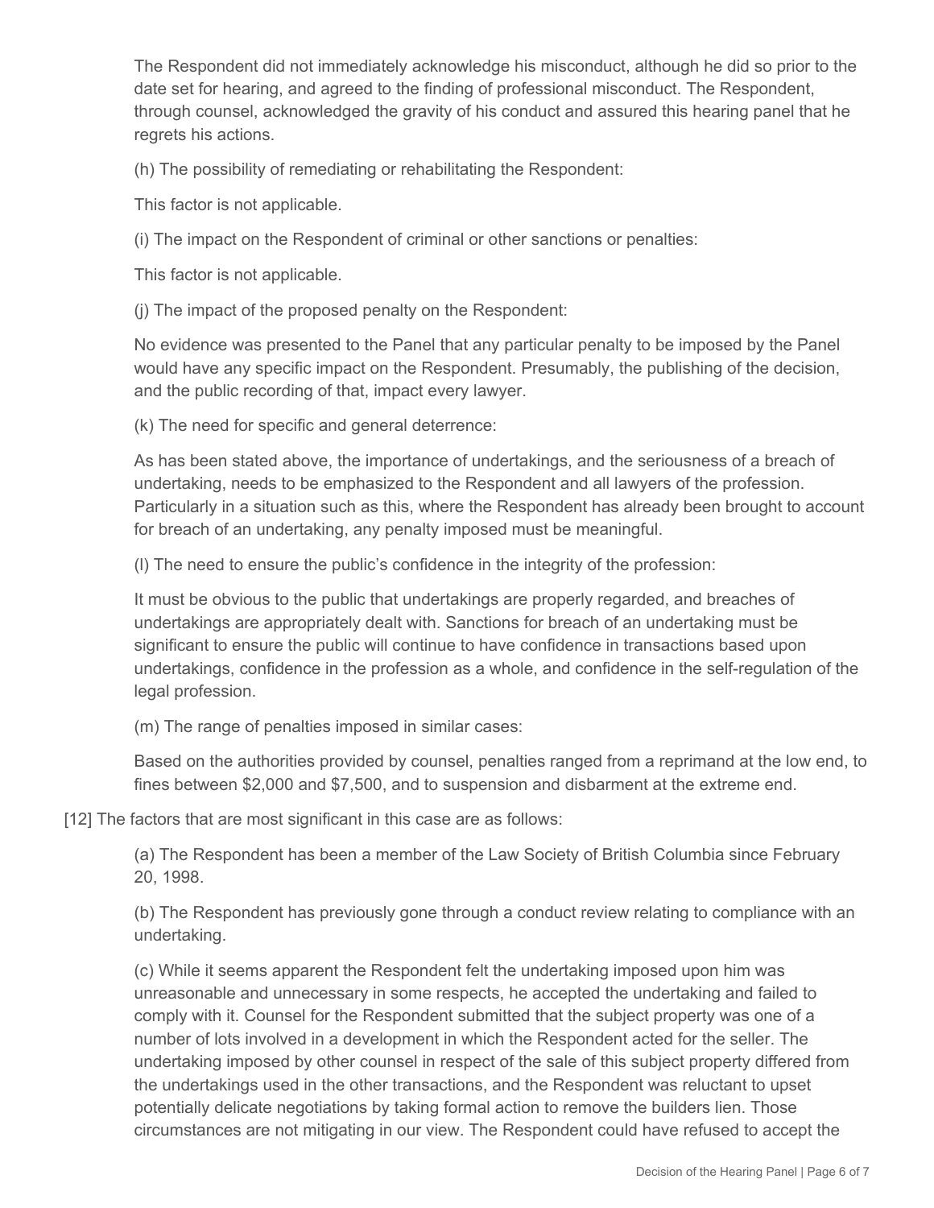The Respondent did not immediately acknowledge his misconduct, although he did so prior to the date set for hearing, and agreed to the finding of professional misconduct. The Respondent, through counsel, acknowledged the gravity of his conduct and assured this hearing panel that he regrets his actions.

(h) The possibility of remediating or rehabilitating the Respondent:

This factor is not applicable.

(i) The impact on the Respondent of criminal or other sanctions or penalties:

This factor is not applicable.

(j) The impact of the proposed penalty on the Respondent:

No evidence was presented to the Panel that any particular penalty to be imposed by the Panel would have any specific impact on the Respondent. Presumably, the publishing of the decision, and the public recording of that, impact every lawyer.

(k) The need for specific and general deterrence:

As has been stated above, the importance of undertakings, and the seriousness of a breach of undertaking, needs to be emphasized to the Respondent and all lawyers of the profession. Particularly in a situation such as this, where the Respondent has already been brought to account for breach of an undertaking, any penalty imposed must be meaningful.

(l) The need to ensure the public's confidence in the integrity of the profession:

It must be obvious to the public that undertakings are properly regarded, and breaches of undertakings are appropriately dealt with. Sanctions for breach of an undertaking must be significant to ensure the public will continue to have confidence in transactions based upon undertakings, confidence in the profession as a whole, and confidence in the self-regulation of the legal profession.

(m) The range of penalties imposed in similar cases:

Based on the authorities provided by counsel, penalties ranged from a reprimand at the low end, to fines between $2,000 and $7,500, and to suspension and disbarment at the extreme end.

[12] The factors that are most significant in this case are as follows:

(a) The Respondent has been a member of the Law Society of British Columbia since February 20, 1998.

(b) The Respondent has previously gone through a conduct review relating to compliance with an undertaking.

(c) While it seems apparent the Respondent felt the undertaking imposed upon him was unreasonable and unnecessary in some respects, he accepted the undertaking and failed to comply with it. Counsel for the Respondent submitted that the subject property was one of a number of lots involved in a development in which the Respondent acted for the seller. The undertaking imposed by other counsel in respect of the sale of this subject property differed from the undertakings used in the other transactions, and the Respondent was reluctant to upset potentially delicate negotiations by taking formal action to remove the builders lien. Those circumstances are not mitigating in our view. The Respondent could have refused to accept the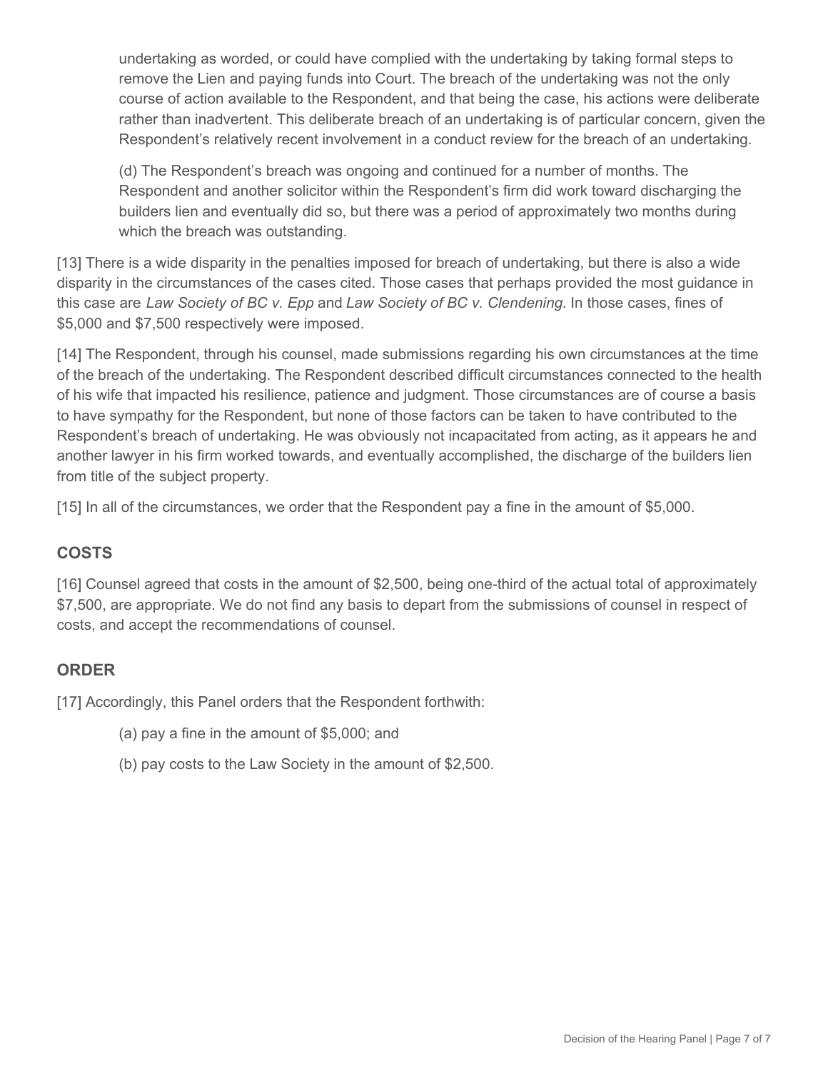undertaking as worded, or could have complied with the undertaking by taking formal steps to remove the Lien and paying funds into Court. The breach of the undertaking was not the only course of action available to the Respondent, and that being the case, his actions were deliberate rather than inadvertent. This deliberate breach of an undertaking is of particular concern, given the Respondent's relatively recent involvement in a conduct review for the breach of an undertaking.

(d) The Respondent's breach was ongoing and continued for a number of months. The Respondent and another solicitor within the Respondent's firm did work toward discharging the builders lien and eventually did so, but there was a period of approximately two months during which the breach was outstanding.

[13] There is a wide disparity in the penalties imposed for breach of undertaking, but there is also a wide disparity in the circumstances of the cases cited. Those cases that perhaps provided the most guidance in this case are *Law Society of BC v. Epp* and *Law Society of BC v. Clendening*. In those cases, fines of $5,000 and $7,500 respectively were imposed.

[14] The Respondent, through his counsel, made submissions regarding his own circumstances at the time of the breach of the undertaking. The Respondent described difficult circumstances connected to the health of his wife that impacted his resilience, patience and judgment. Those circumstances are of course a basis to have sympathy for the Respondent, but none of those factors can be taken to have contributed to the Respondent's breach of undertaking. He was obviously not incapacitated from acting, as it appears he and another lawyer in his firm worked towards, and eventually accomplished, the discharge of the builders lien from title of the subject property.

[15] In all of the circumstances, we order that the Respondent pay a fine in the amount of $5,000.

## COSTS

[16] Counsel agreed that costs in the amount of $2,500, being one-third of the actual total of approximately $7,500, are appropriate. We do not find any basis to depart from the submissions of counsel in respect of costs, and accept the recommendations of counsel.

## ORDER

[17] Accordingly, this Panel orders that the Respondent forthwith:

(a) pay a fine in the amount of $5,000; and

(b) pay costs to the Law Society in the amount of $2,500.